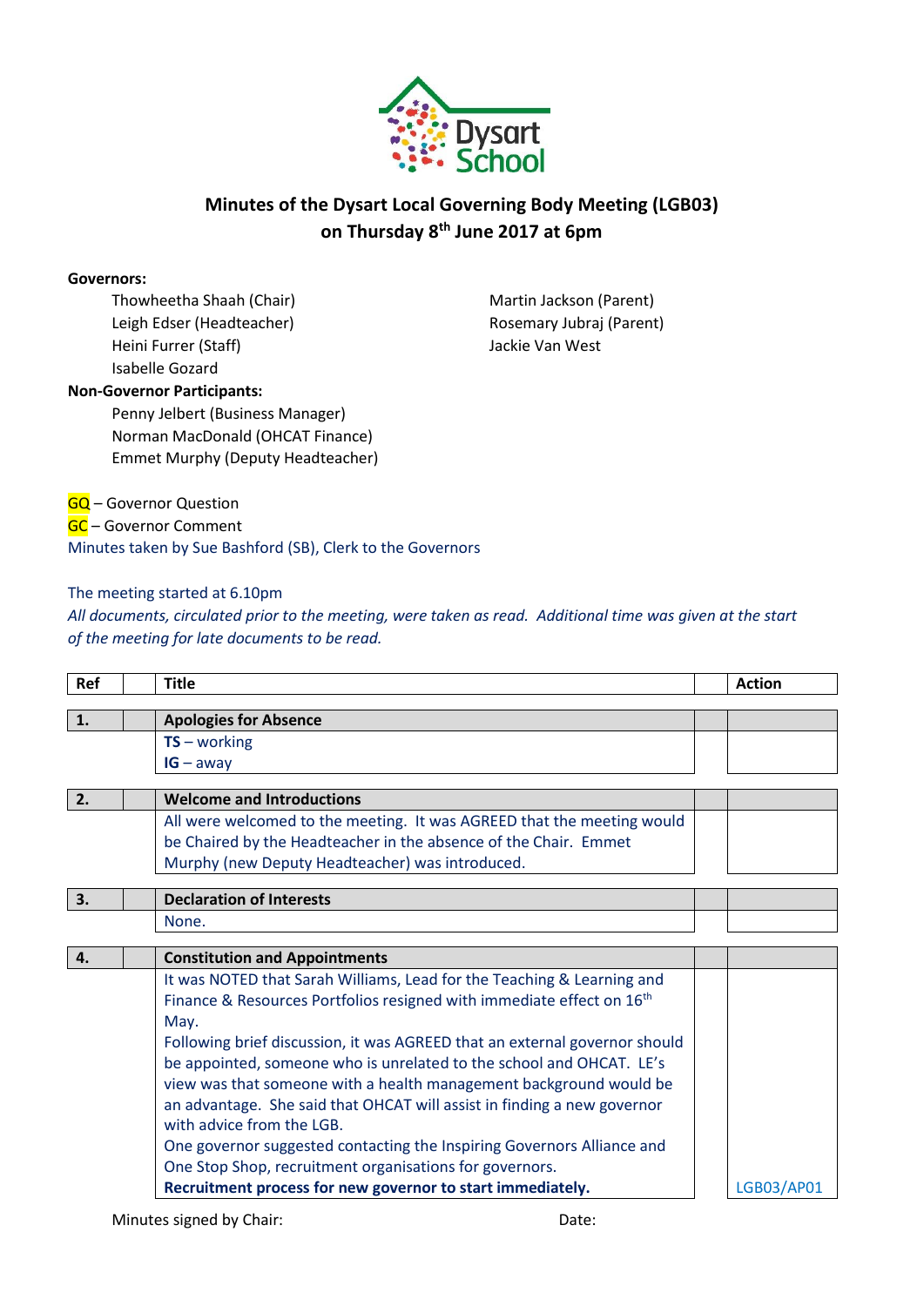# Minutes of the Dysart Local Governing Body Meeting (LGB03) on Thursday 8th June 2017 at 6pm

**Governors:**

- Thowheetha Shaah (Chair)
- Leigh Edser (Headteacher)
- Heini Furrer (Staff)
- Isabelle Gozard
- Martin Jackson (Parent)
- Rosemary Jubraj (Parent)
- Jackie Van West

**Non-Governor Participants:**

- Penny Jelbert (Business Manager)
- Norman MacDonald (OHCAT Finance)
- Emmet Murphy (Deputy Headteacher)

GQ – Governor Question
GC – Governor Comment
Minutes taken by Sue Bashford (SB), Clerk to the Governors

The meeting started at 6.10pm

*All documents, circulated prior to the meeting, were taken as read. Additional time was given at the start of the meeting for late documents to be read.*

| Ref | Title | Action |
|---|---|---|
| **1.** | **Apologies for Absence** | |
| | **TS** – working<br>**IG** – away | |
| **2.** | **Welcome and Introductions** | |
| | All were welcomed to the meeting. It was AGREED that the meeting would be Chaired by the Headteacher in the absence of the Chair. Emmet Murphy (new Deputy Headteacher) was introduced. | |
| **3.** | **Declaration of Interests** | |
| | None. | |
| **4.** | **Constitution and Appointments** | |
| | It was NOTED that Sarah Williams, Lead for the Teaching & Learning and Finance & Resources Portfolios resigned with immediate effect on 16th May.<br>Following brief discussion, it was AGREED that an external governor should be appointed, someone who is unrelated to the school and OHCAT. LE's view was that someone with a health management background would be an advantage. She said that OHCAT will assist in finding a new governor with advice from the LGB.<br>One governor suggested contacting the Inspiring Governors Alliance and One Stop Shop, recruitment organisations for governors.<br>**Recruitment process for new governor to start immediately.** | LGB03/AP01 |

Minutes signed by Chair: Date: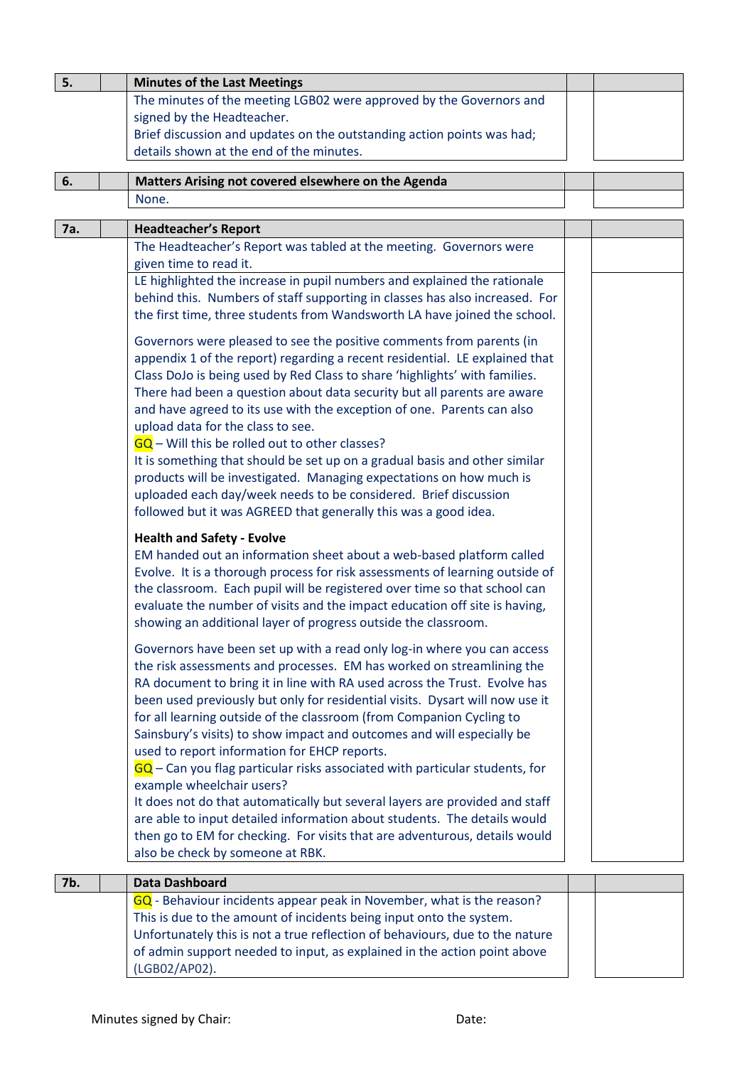| 5. | | **Minutes of the Last Meetings** | | |
|---|---|---|---|---|
| | | The minutes of the meeting LGB02 were approved by the Governors and signed by the Headteacher.<br>Brief discussion and updates on the outstanding action points was had; details shown at the end of the minutes. | | |

| 6. | | **Matters Arising not covered elsewhere on the Agenda** | | |
|---|---|---|---|---|
| | | None. | | |

| 7a. | | **Headteacher's Report** | | |
|---|---|---|---|---|
| | | The Headteacher's Report was tabled at the meeting. Governors were given time to read it. | | |
| | | LE highlighted the increase in pupil numbers and explained the rationale behind this. Numbers of staff supporting in classes has also increased. For the first time, three students from Wandsworth LA have joined the school.<br><br>Governors were pleased to see the positive comments from parents (in appendix 1 of the report) regarding a recent residential. LE explained that Class DoJo is being used by Red Class to share 'highlights' with families. There had been a question about data security but all parents are aware and have agreed to its use with the exception of one. Parents can also upload data for the class to see.<br>GQ – Will this be rolled out to other classes?<br>It is something that should be set up on a gradual basis and other similar products will be investigated. Managing expectations on how much is uploaded each day/week needs to be considered. Brief discussion followed but it was AGREED that generally this was a good idea.<br><br>**Health and Safety - Evolve**<br>EM handed out an information sheet about a web-based platform called Evolve. It is a thorough process for risk assessments of learning outside of the classroom. Each pupil will be registered over time so that school can evaluate the number of visits and the impact education off site is having, showing an additional layer of progress outside the classroom.<br><br>Governors have been set up with a read only log-in where you can access the risk assessments and processes. EM has worked on streamlining the RA document to bring it in line with RA used across the Trust. Evolve has been used previously but only for residential visits. Dysart will now use it for all learning outside of the classroom (from Companion Cycling to Sainsbury's visits) to show impact and outcomes and will especially be used to report information for EHCP reports.<br>GQ – Can you flag particular risks associated with particular students, for example wheelchair users?<br>It does not do that automatically but several layers are provided and staff are able to input detailed information about students. The details would then go to EM for checking. For visits that are adventurous, details would also be check by someone at RBK. | | |

| 7b. | | **Data Dashboard** | | |
|---|---|---|---|---|
| | | GQ - Behaviour incidents appear peak in November, what is the reason?<br>This is due to the amount of incidents being input onto the system. Unfortunately this is not a true reflection of behaviours, due to the nature of admin support needed to input, as explained in the action point above (LGB02/AP02). | | |

Minutes signed by Chair: Date: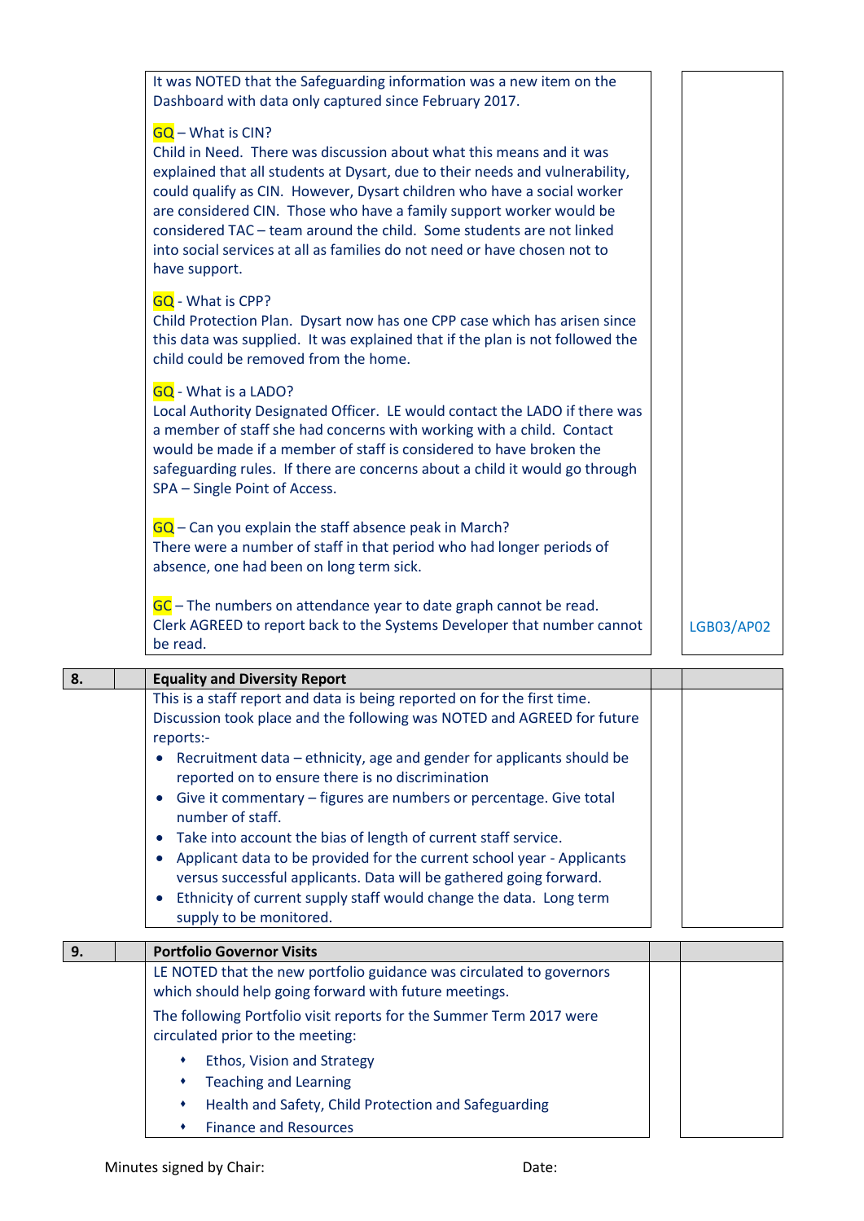| | | | | |
|---|---|---|---|---|
| | | It was NOTED that the Safeguarding information was a new item on the Dashboard with data only captured since February 2017.<br><br>GQ – What is CIN?<br>Child in Need. There was discussion about what this means and it was explained that all students at Dysart, due to their needs and vulnerability, could qualify as CIN. However, Dysart children who have a social worker are considered CIN. Those who have a family support worker would be considered TAC – team around the child. Some students are not linked into social services at all as families do not need or have chosen not to have support.<br><br>GQ - What is CPP?<br>Child Protection Plan. Dysart now has one CPP case which has arisen since this data was supplied. It was explained that if the plan is not followed the child could be removed from the home.<br><br>GQ - What is a LADO?<br>Local Authority Designated Officer. LE would contact the LADO if there was a member of staff she had concerns with working with a child. Contact would be made if a member of staff is considered to have broken the safeguarding rules. If there are concerns about a child it would go through SPA – Single Point of Access.<br><br>GQ – Can you explain the staff absence peak in March?<br>There were a number of staff in that period who had longer periods of absence, one had been on long term sick.<br><br>GC – The numbers on attendance year to date graph cannot be read. Clerk AGREED to report back to the Systems Developer that number cannot be read. | | LGB03/AP02 |
| **8.** | | **Equality and Diversity Report** | | |
| | | This is a staff report and data is being reported on for the first time. Discussion took place and the following was NOTED and AGREED for future reports:-<br>• Recruitment data – ethnicity, age and gender for applicants should be reported on to ensure there is no discrimination<br>• Give it commentary – figures are numbers or percentage. Give total number of staff.<br>• Take into account the bias of length of current staff service.<br>• Applicant data to be provided for the current school year - Applicants versus successful applicants. Data will be gathered going forward.<br>• Ethnicity of current supply staff would change the data. Long term supply to be monitored. | | |
| **9.** | | **Portfolio Governor Visits** | | |
| | | LE NOTED that the new portfolio guidance was circulated to governors which should help going forward with future meetings.<br><br>The following Portfolio visit reports for the Summer Term 2017 were circulated prior to the meeting:<br>• Ethos, Vision and Strategy<br>• Teaching and Learning<br>• Health and Safety, Child Protection and Safeguarding<br>• Finance and Resources | | |

Minutes signed by Chair: Date: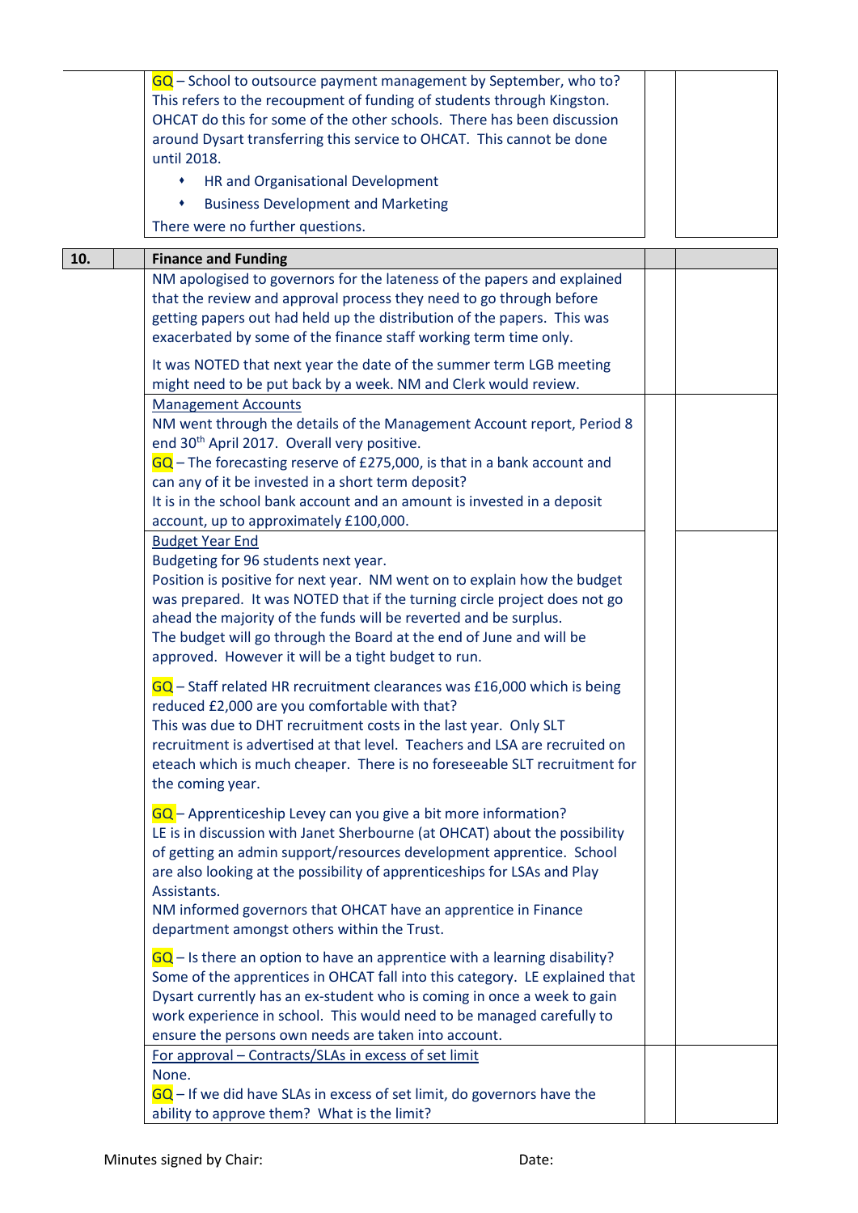| | | | | |
|---|---|---|---|---|
| | | GQ – School to outsource payment management by September, who to?<br>This refers to the recoupment of funding of students through Kingston. OHCAT do this for some of the other schools. There has been discussion around Dysart transferring this service to OHCAT. This cannot be done until 2018.<br>• HR and Organisational Development<br>• Business Development and Marketing<br>There were no further questions. | | |
| **10.** | | **Finance and Funding** | | |
| | | NM apologised to governors for the lateness of the papers and explained that the review and approval process they need to go through before getting papers out had held up the distribution of the papers. This was exacerbated by some of the finance staff working term time only.<br>It was NOTED that next year the date of the summer term LGB meeting might need to be put back by a week. NM and Clerk would review. | | |
| | | Management Accounts<br>NM went through the details of the Management Account report, Period 8 end 30th April 2017. Overall very positive.<br>GQ – The forecasting reserve of £275,000, is that in a bank account and can any of it be invested in a short term deposit?<br>It is in the school bank account and an amount is invested in a deposit account, up to approximately £100,000. | | |
| | | Budget Year End<br>Budgeting for 96 students next year.<br>Position is positive for next year. NM went on to explain how the budget was prepared. It was NOTED that if the turning circle project does not go ahead the majority of the funds will be reverted and be surplus.<br>The budget will go through the Board at the end of June and will be approved. However it will be a tight budget to run.<br>GQ – Staff related HR recruitment clearances was £16,000 which is being reduced £2,000 are you comfortable with that?<br>This was due to DHT recruitment costs in the last year. Only SLT recruitment is advertised at that level. Teachers and LSA are recruited on eteach which is much cheaper. There is no foreseeable SLT recruitment for the coming year.<br>GQ – Apprenticeship Levey can you give a bit more information?<br>LE is in discussion with Janet Sherbourne (at OHCAT) about the possibility of getting an admin support/resources development apprentice. School are also looking at the possibility of apprenticeships for LSAs and Play Assistants.<br>NM informed governors that OHCAT have an apprentice in Finance department amongst others within the Trust.<br>GQ – Is there an option to have an apprentice with a learning disability?<br>Some of the apprentices in OHCAT fall into this category. LE explained that Dysart currently has an ex-student who is coming in once a week to gain work experience in school. This would need to be managed carefully to ensure the persons own needs are taken into account. | | |
| | | For approval – Contracts/SLAs in excess of set limit<br>None.<br>GQ – If we did have SLAs in excess of set limit, do governors have the ability to approve them? What is the limit? | | |

Minutes signed by Chair: Date: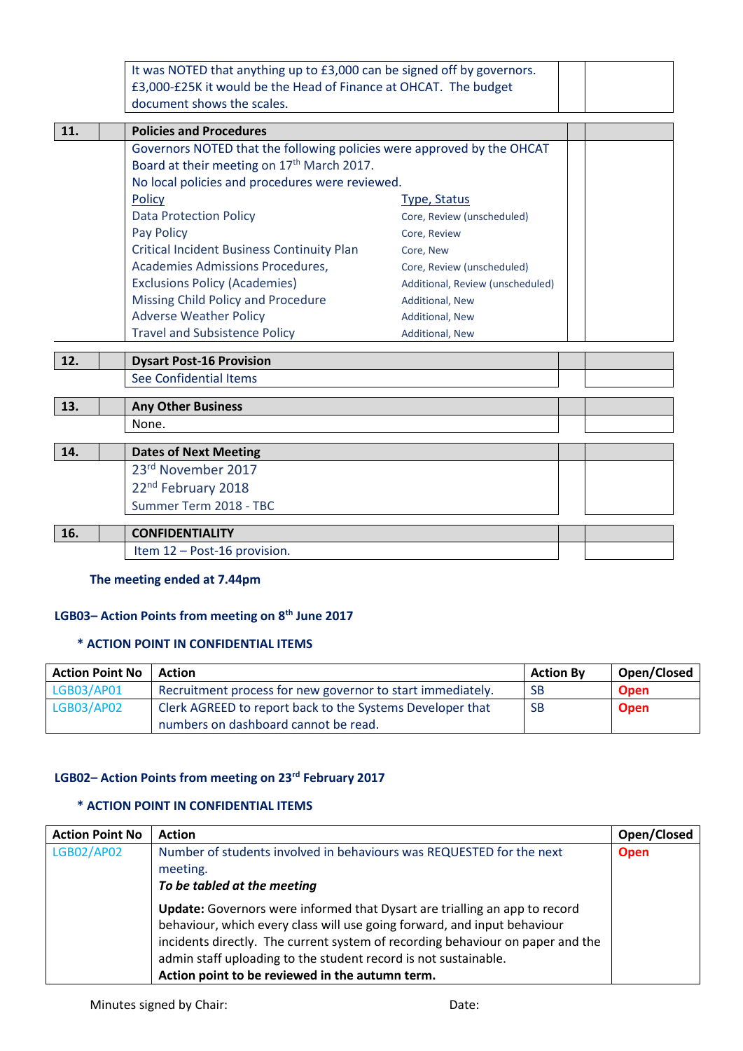| | | | | |
|---|---|---|---|---|
| | | It was NOTED that anything up to £3,000 can be signed off by governors. £3,000-£25K it would be the Head of Finance at OHCAT. The budget document shows the scales. | | |

| **11.** | | **Policies and Procedures** | | |
|---|---|---|---|---|
| | | Governors NOTED that the following policies were approved by the OHCAT Board at their meeting on 17th March 2017.<br>No local policies and procedures were reviewed. | | |

| Policy | Type, Status |
|---|---|
| Data Protection Policy | Core, Review (unscheduled) |
| Pay Policy | Core, Review |
| Critical Incident Business Continuity Plan | Core, New |
| Academies Admissions Procedures, | Core, Review (unscheduled) |
| Exclusions Policy (Academies) | Additional, Review (unscheduled) |
| Missing Child Policy and Procedure | Additional, New |
| Adverse Weather Policy | Additional, New |
| Travel and Subsistence Policy | Additional, New |

| **12.** | | **Dysart Post-16 Provision** | | |
|---|---|---|---|---|
| | | See Confidential Items | | |

| **13.** | | **Any Other Business** | | |
|---|---|---|---|---|
| | | None. | | |

| **14.** | | **Dates of Next Meeting** | | |
|---|---|---|---|---|
| | | 23rd November 2017<br>22nd February 2018<br>Summer Term 2018 - TBC | | |

| **16.** | | **CONFIDENTIALITY** | | |
|---|---|---|---|---|
| | | Item 12 – Post-16 provision. | | |

**The meeting ended at 7.44pm**

## LGB03– Action Points from meeting on 8th June 2017

**\* ACTION POINT IN CONFIDENTIAL ITEMS**

| Action Point No | Action | Action By | Open/Closed |
|---|---|---|---|
| LGB03/AP01 | Recruitment process for new governor to start immediately. | SB | **Open** |
| LGB03/AP02 | Clerk AGREED to report back to the Systems Developer that numbers on dashboard cannot be read. | SB | **Open** |

## LGB02– Action Points from meeting on 23rd February 2017

**\* ACTION POINT IN CONFIDENTIAL ITEMS**

| Action Point No | Action | Open/Closed |
|---|---|---|
| LGB02/AP02 | Number of students involved in behaviours was REQUESTED for the next meeting.<br>***To be tabled at the meeting***<br>**Update:** Governors were informed that Dysart are trialling an app to record behaviour, which every class will use going forward, and input behaviour incidents directly. The current system of recording behaviour on paper and the admin staff uploading to the student record is not sustainable.<br>**Action point to be reviewed in the autumn term.** | **Open** |

Minutes signed by Chair: Date: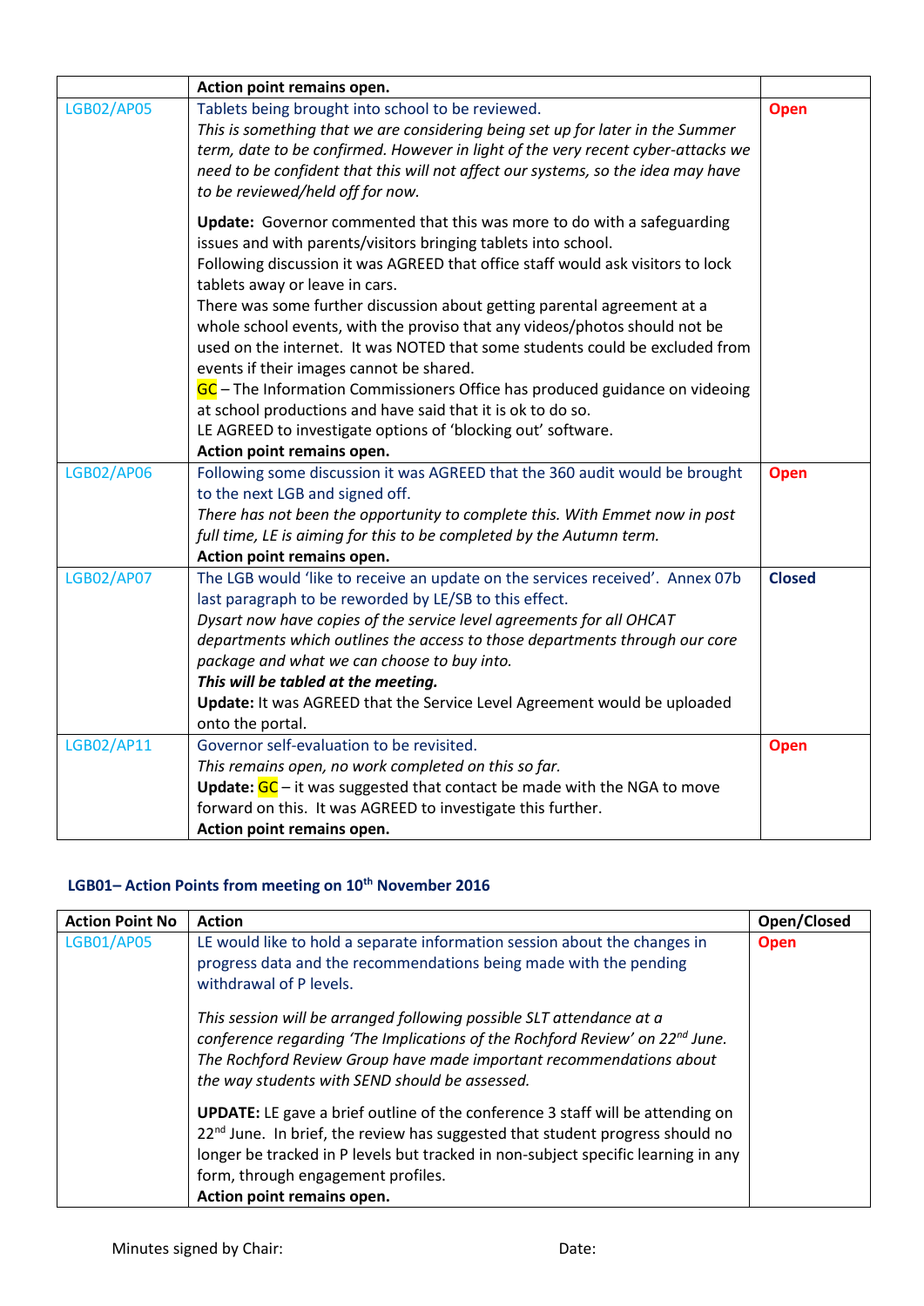| | | |
|---|---|---|
| | **Action point remains open.** | |
| LGB02/AP05 | Tablets being brought into school to be reviewed.<br>*This is something that we are considering being set up for later in the Summer term, date to be confirmed. However in light of the very recent cyber-attacks we need to be confident that this will not affect our systems, so the idea may have to be reviewed/held off for now.*<br><br>**Update:** Governor commented that this was more to do with a safeguarding issues and with parents/visitors bringing tablets into school.<br>Following discussion it was AGREED that office staff would ask visitors to lock tablets away or leave in cars.<br>There was some further discussion about getting parental agreement at a whole school events, with the proviso that any videos/photos should not be used on the internet. It was NOTED that some students could be excluded from events if their images cannot be shared.<br>GC – The Information Commissioners Office has produced guidance on videoing at school productions and have said that it is ok to do so.<br>LE AGREED to investigate options of 'blocking out' software.<br>**Action point remains open.** | **Open** |
| LGB02/AP06 | Following some discussion it was AGREED that the 360 audit would be brought to the next LGB and signed off.<br>*There has not been the opportunity to complete this. With Emmet now in post full time, LE is aiming for this to be completed by the Autumn term.*<br>**Action point remains open.** | **Open** |
| LGB02/AP07 | The LGB would 'like to receive an update on the services received'. Annex 07b last paragraph to be reworded by LE/SB to this effect.<br>*Dysart now have copies of the service level agreements for all OHCAT departments which outlines the access to those departments through our core package and what we can choose to buy into.*<br>***This will be tabled at the meeting.***<br>**Update:** It was AGREED that the Service Level Agreement would be uploaded onto the portal. | **Closed** |
| LGB02/AP11 | Governor self-evaluation to be revisited.<br>*This remains open, no work completed on this so far.*<br>**Update:** GC – it was suggested that contact be made with the NGA to move forward on this. It was AGREED to investigate this further.<br>**Action point remains open.** | **Open** |

### LGB01– Action Points from meeting on 10th November 2016

| Action Point No | Action | Open/Closed |
|---|---|---|
| LGB01/AP05 | LE would like to hold a separate information session about the changes in progress data and the recommendations being made with the pending withdrawal of P levels.<br><br>*This session will be arranged following possible SLT attendance at a conference regarding 'The Implications of the Rochford Review' on 22nd June. The Rochford Review Group have made important recommendations about the way students with SEND should be assessed.*<br><br>**UPDATE:** LE gave a brief outline of the conference 3 staff will be attending on 22nd June. In brief, the review has suggested that student progress should no longer be tracked in P levels but tracked in non-subject specific learning in any form, through engagement profiles.<br>**Action point remains open.** | **Open** |

Minutes signed by Chair: Date: